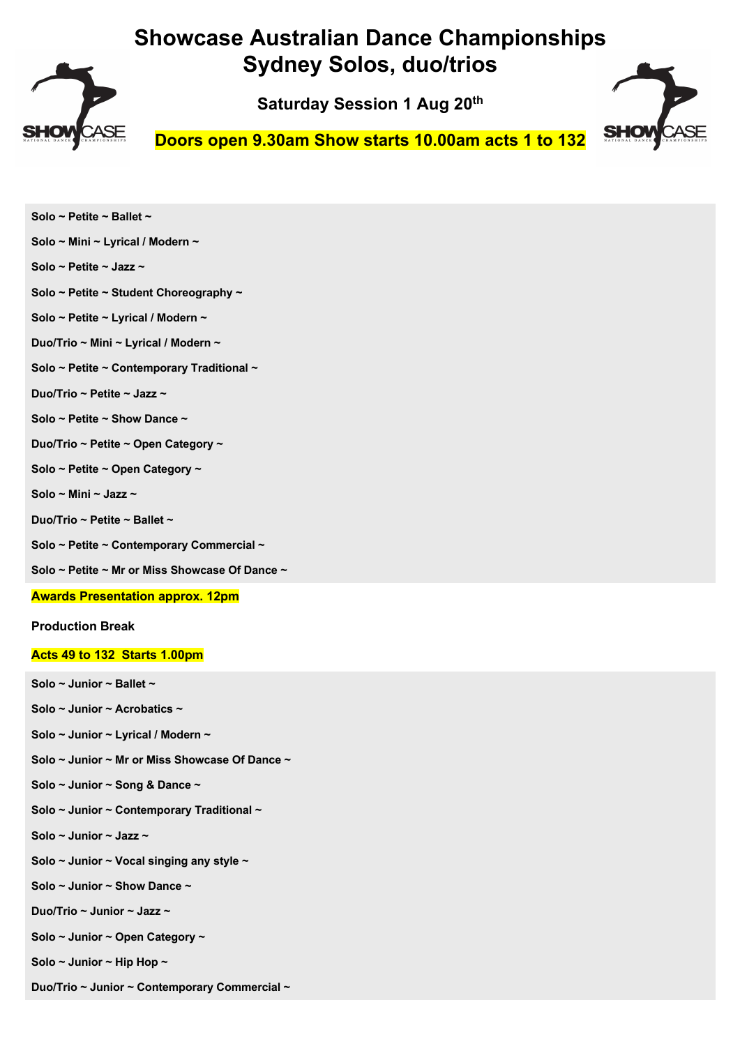# Showcase Australian Dance Championships
# Sydney Solos, duo/trios

### Saturday Session 1 Aug 20th

**Doors open 9.30am Show starts 10.00am acts 1 to 132**

**Solo ~ Petite ~ Ballet ~**

**Solo ~ Mini ~ Lyrical / Modern ~**

**Solo ~ Petite ~ Jazz ~**

**Solo ~ Petite ~ Student Choreography ~**

**Solo ~ Petite ~ Lyrical / Modern ~**

**Duo/Trio ~ Mini ~ Lyrical / Modern ~**

**Solo ~ Petite ~ Contemporary Traditional ~**

**Duo/Trio ~ Petite ~ Jazz ~**

**Solo ~ Petite ~ Show Dance ~**

**Duo/Trio ~ Petite ~ Open Category ~**

**Solo ~ Petite ~ Open Category ~**

**Solo ~ Mini ~ Jazz ~**

**Duo/Trio ~ Petite ~ Ballet ~**

**Solo ~ Petite ~ Contemporary Commercial ~**

**Solo ~ Petite ~ Mr or Miss Showcase Of Dance ~**

**Awards Presentation approx. 12pm**

**Production Break**

**Acts 49 to 132 Starts 1.00pm**

**Solo ~ Junior ~ Ballet ~**

**Solo ~ Junior ~ Acrobatics ~**

**Solo ~ Junior ~ Lyrical / Modern ~**

**Solo ~ Junior ~ Mr or Miss Showcase Of Dance ~**

**Solo ~ Junior ~ Song & Dance ~**

**Solo ~ Junior ~ Contemporary Traditional ~**

**Solo ~ Junior ~ Jazz ~**

**Solo ~ Junior ~ Vocal singing any style ~**

**Solo ~ Junior ~ Show Dance ~**

**Duo/Trio ~ Junior ~ Jazz ~**

**Solo ~ Junior ~ Open Category ~**

**Solo ~ Junior ~ Hip Hop ~**

**Duo/Trio ~ Junior ~ Contemporary Commercial ~**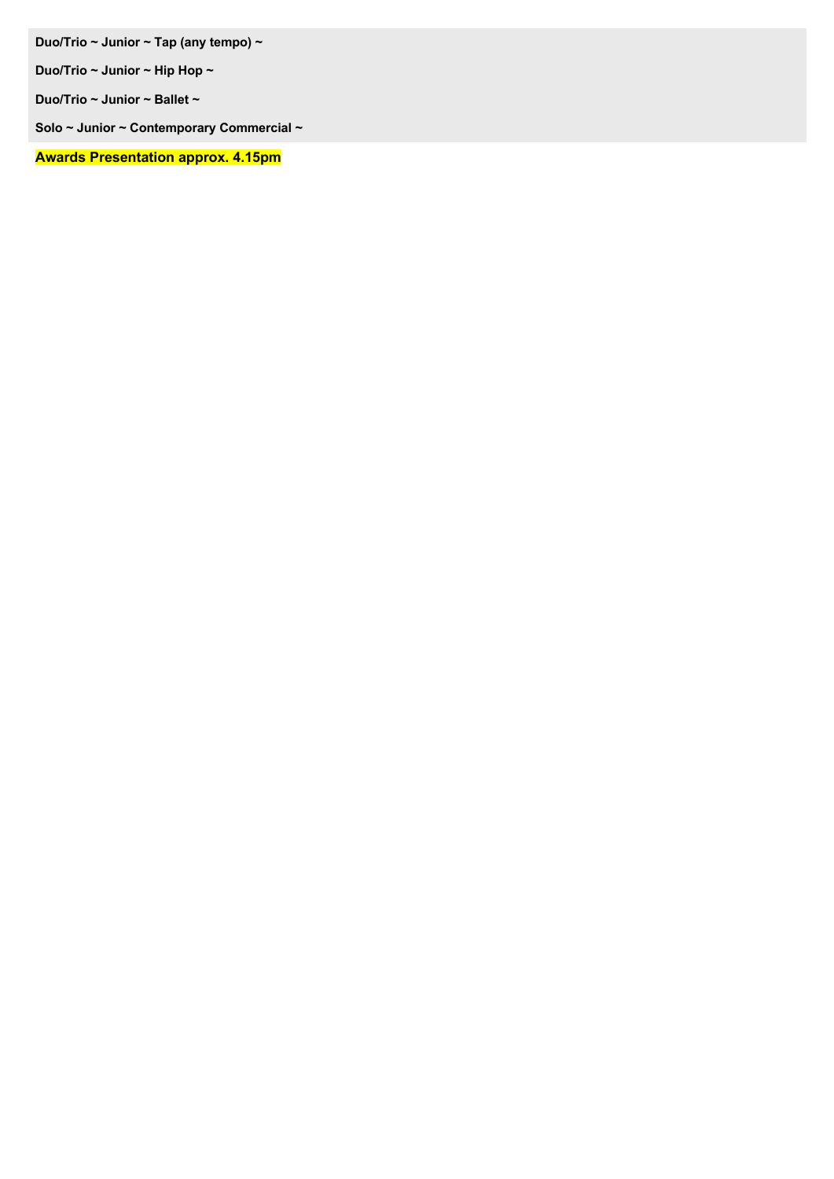**Duo/Trio ~ Junior ~ Tap (any tempo) ~**

**Duo/Trio ~ Junior ~ Hip Hop ~**

**Duo/Trio ~ Junior ~ Ballet ~**

**Solo ~ Junior ~ Contemporary Commercial ~**

**Awards Presentation approx. 4.15pm**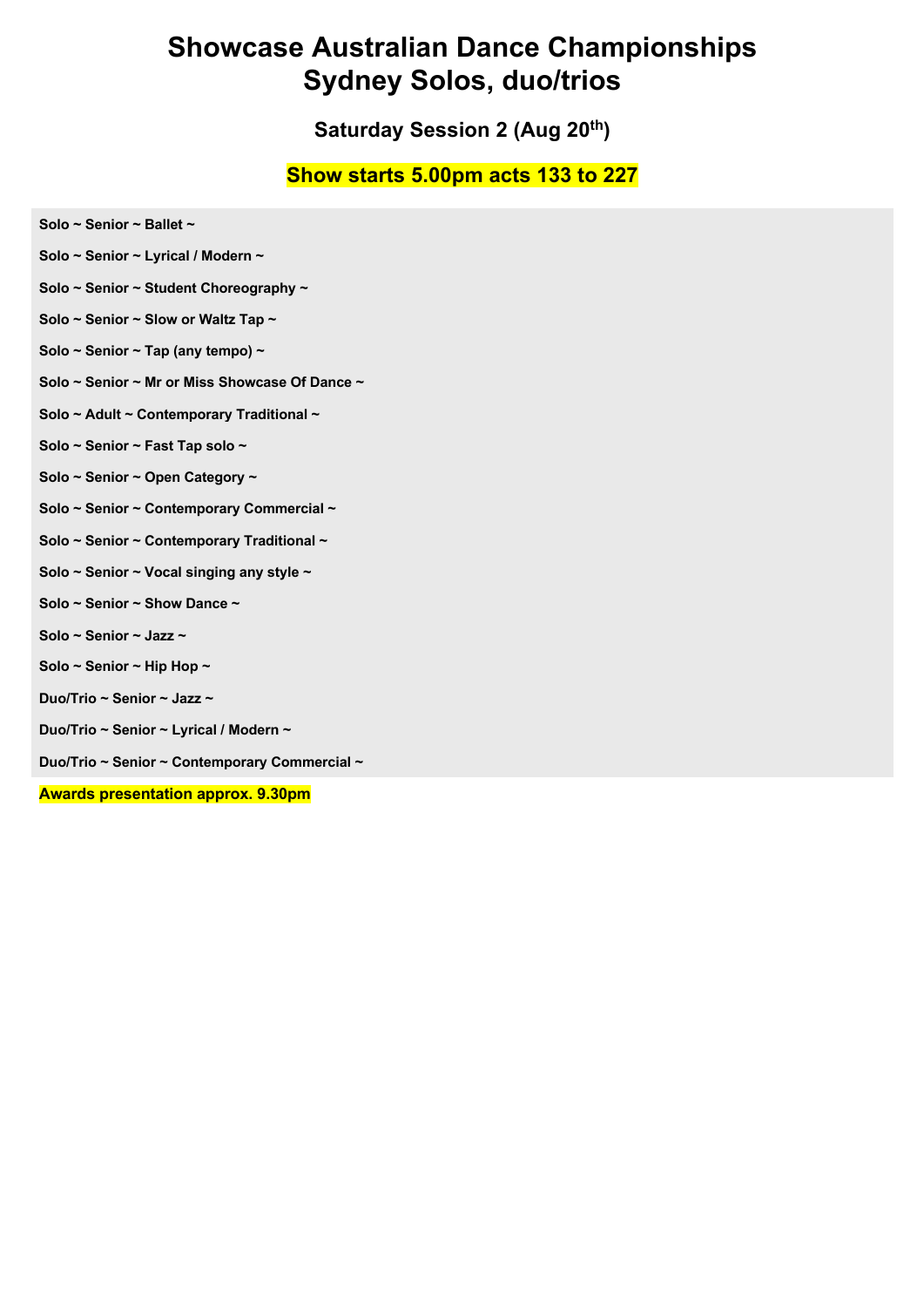# Showcase Australian Dance Championships
# Sydney Solos, duo/trios

### Saturday Session 2 (Aug 20th)

## Show starts 5.00pm acts 133 to 227

**Solo ~ Senior ~ Ballet ~**

**Solo ~ Senior ~ Lyrical / Modern ~**

**Solo ~ Senior ~ Student Choreography ~**

**Solo ~ Senior ~ Slow or Waltz Tap ~**

**Solo ~ Senior ~ Tap (any tempo) ~**

**Solo ~ Senior ~ Mr or Miss Showcase Of Dance ~**

**Solo ~ Adult ~ Contemporary Traditional ~**

**Solo ~ Senior ~ Fast Tap solo ~**

**Solo ~ Senior ~ Open Category ~**

**Solo ~ Senior ~ Contemporary Commercial ~**

**Solo ~ Senior ~ Contemporary Traditional ~**

**Solo ~ Senior ~ Vocal singing any style ~**

**Solo ~ Senior ~ Show Dance ~**

**Solo ~ Senior ~ Jazz ~**

**Solo ~ Senior ~ Hip Hop ~**

**Duo/Trio ~ Senior ~ Jazz ~**

**Duo/Trio ~ Senior ~ Lyrical / Modern ~**

**Duo/Trio ~ Senior ~ Contemporary Commercial ~**

**Awards presentation approx. 9.30pm**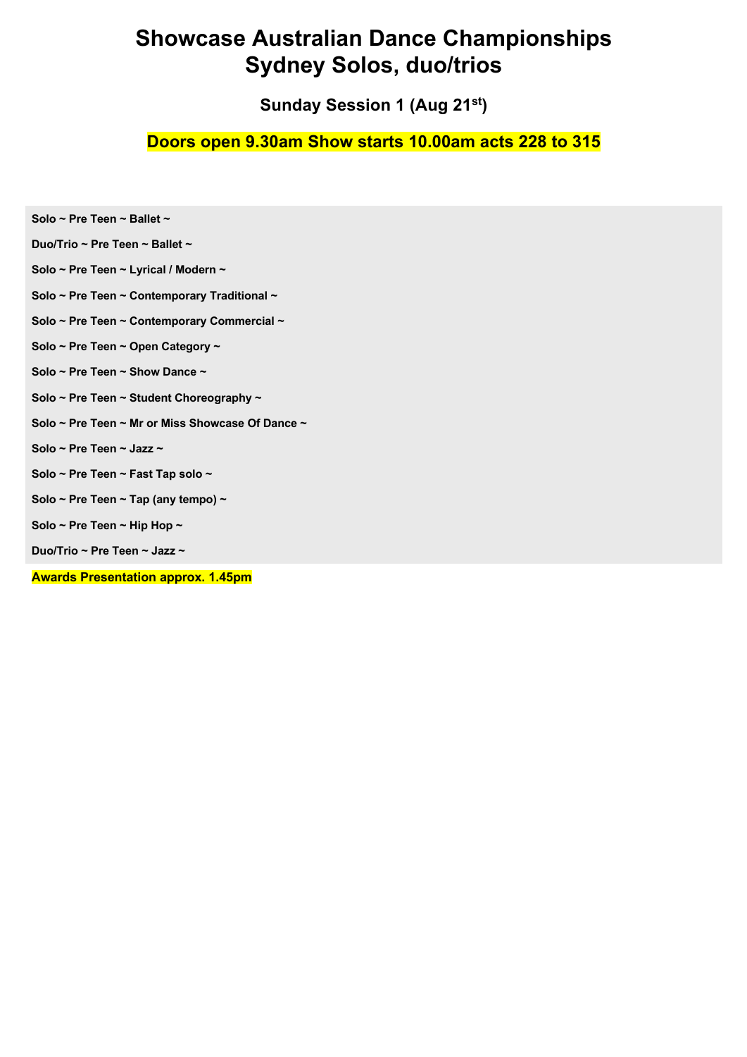# Showcase Australian Dance Championships
# Sydney Solos, duo/trios

### Sunday Session 1 (Aug 21st)

### Doors open 9.30am Show starts 10.00am acts 228 to 315

**Solo ~ Pre Teen ~ Ballet ~**

**Duo/Trio ~ Pre Teen ~ Ballet ~**

**Solo ~ Pre Teen ~ Lyrical / Modern ~**

**Solo ~ Pre Teen ~ Contemporary Traditional ~**

**Solo ~ Pre Teen ~ Contemporary Commercial ~**

**Solo ~ Pre Teen ~ Open Category ~**

**Solo ~ Pre Teen ~ Show Dance ~**

**Solo ~ Pre Teen ~ Student Choreography ~**

**Solo ~ Pre Teen ~ Mr or Miss Showcase Of Dance ~**

**Solo ~ Pre Teen ~ Jazz ~**

**Solo ~ Pre Teen ~ Fast Tap solo ~**

**Solo ~ Pre Teen ~ Tap (any tempo) ~**

**Solo ~ Pre Teen ~ Hip Hop ~**

**Duo/Trio ~ Pre Teen ~ Jazz ~**

**Awards Presentation approx. 1.45pm**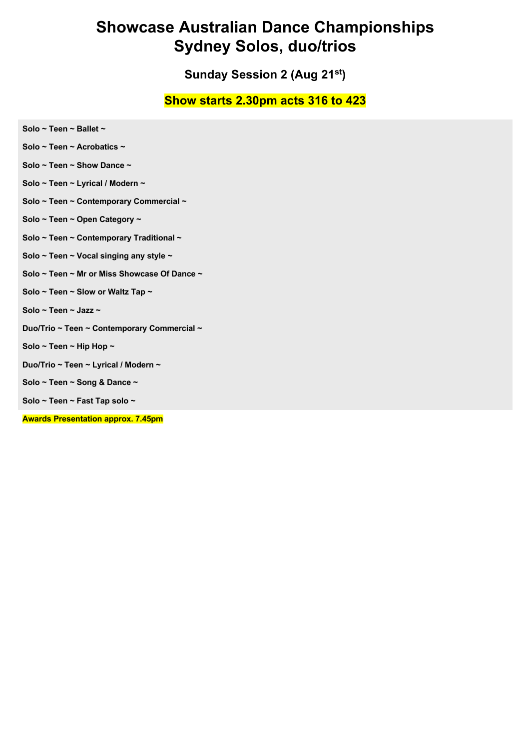# Showcase Australian Dance Championships
# Sydney Solos, duo/trios

## Sunday Session 2 (Aug 21st)

## Show starts 2.30pm acts 316 to 423

**Solo ~ Teen ~ Ballet ~**

**Solo ~ Teen ~ Acrobatics ~**

**Solo ~ Teen ~ Show Dance ~**

**Solo ~ Teen ~ Lyrical / Modern ~**

**Solo ~ Teen ~ Contemporary Commercial ~**

**Solo ~ Teen ~ Open Category ~**

**Solo ~ Teen ~ Contemporary Traditional ~**

**Solo ~ Teen ~ Vocal singing any style ~**

**Solo ~ Teen ~ Mr or Miss Showcase Of Dance ~**

**Solo ~ Teen ~ Slow or Waltz Tap ~**

**Solo ~ Teen ~ Jazz ~**

**Duo/Trio ~ Teen ~ Contemporary Commercial ~**

**Solo ~ Teen ~ Hip Hop ~**

**Duo/Trio ~ Teen ~ Lyrical / Modern ~**

**Solo ~ Teen ~ Song & Dance ~**

**Solo ~ Teen ~ Fast Tap solo ~**

**Awards Presentation approx. 7.45pm**